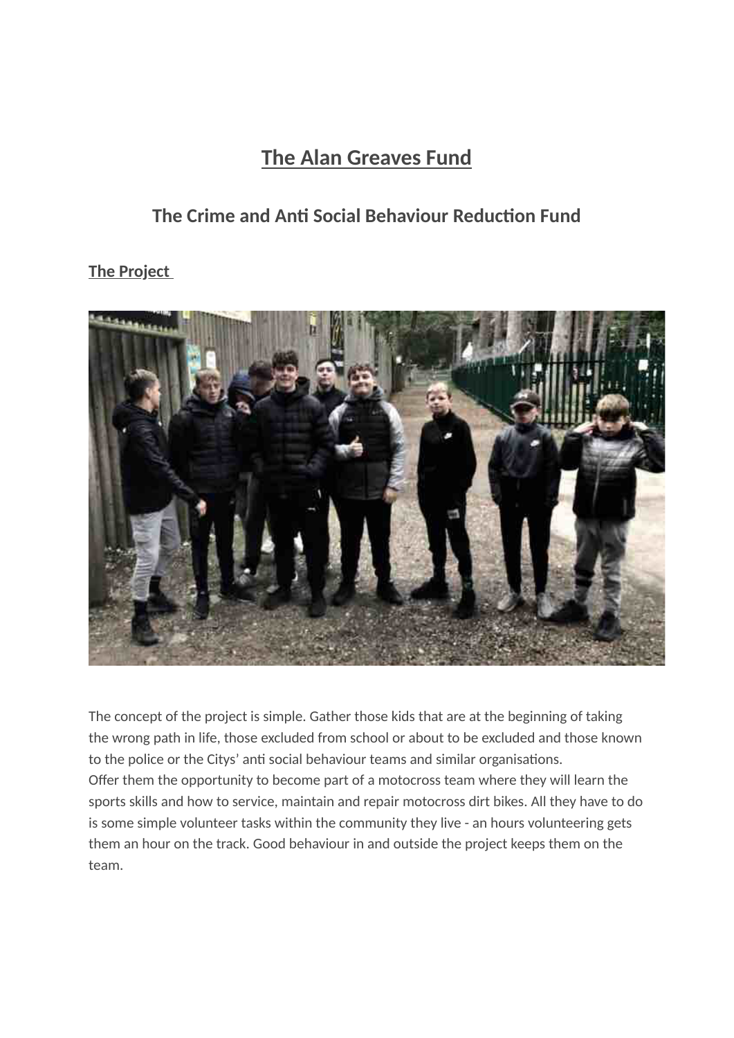# The Alan Greaves Fund

## The Crime and Anti Social Behaviour Reduction Fund

**The Project**

The concept of the project is simple. Gather those kids that are at the beginning of taking the wrong path in life, those excluded from school or about to be excluded and those known to the police or the Citys' anti social behaviour teams and similar organisations.
Offer them the opportunity to become part of a motocross team where they will learn the sports skills and how to service, maintain and repair motocross dirt bikes. All they have to do is some simple volunteer tasks within the community they live - an hours volunteering gets them an hour on the track. Good behaviour in and outside the project keeps them on the team.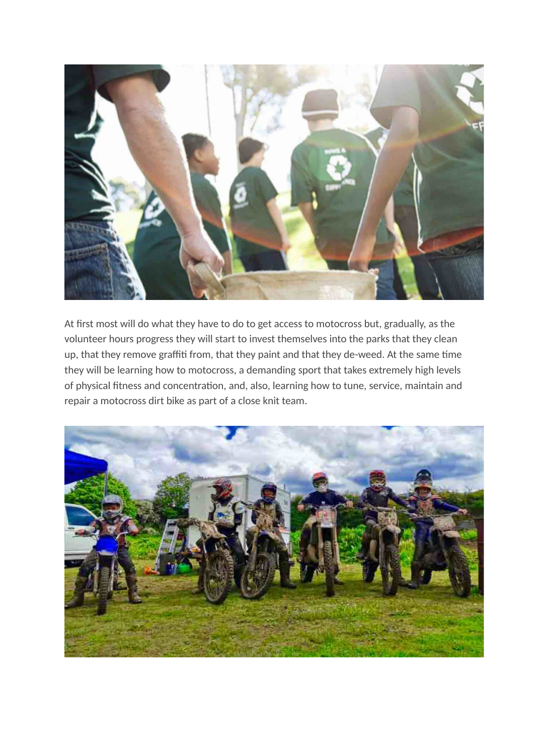At first most will do what they have to do to get access to motocross but, gradually, as the volunteer hours progress they will start to invest themselves into the parks that they clean up, that they remove graffiti from, that they paint and that they de-weed. At the same time they will be learning how to motocross, a demanding sport that takes extremely high levels of physical fitness and concentration, and, also, learning how to tune, service, maintain and repair a motocross dirt bike as part of a close knit team.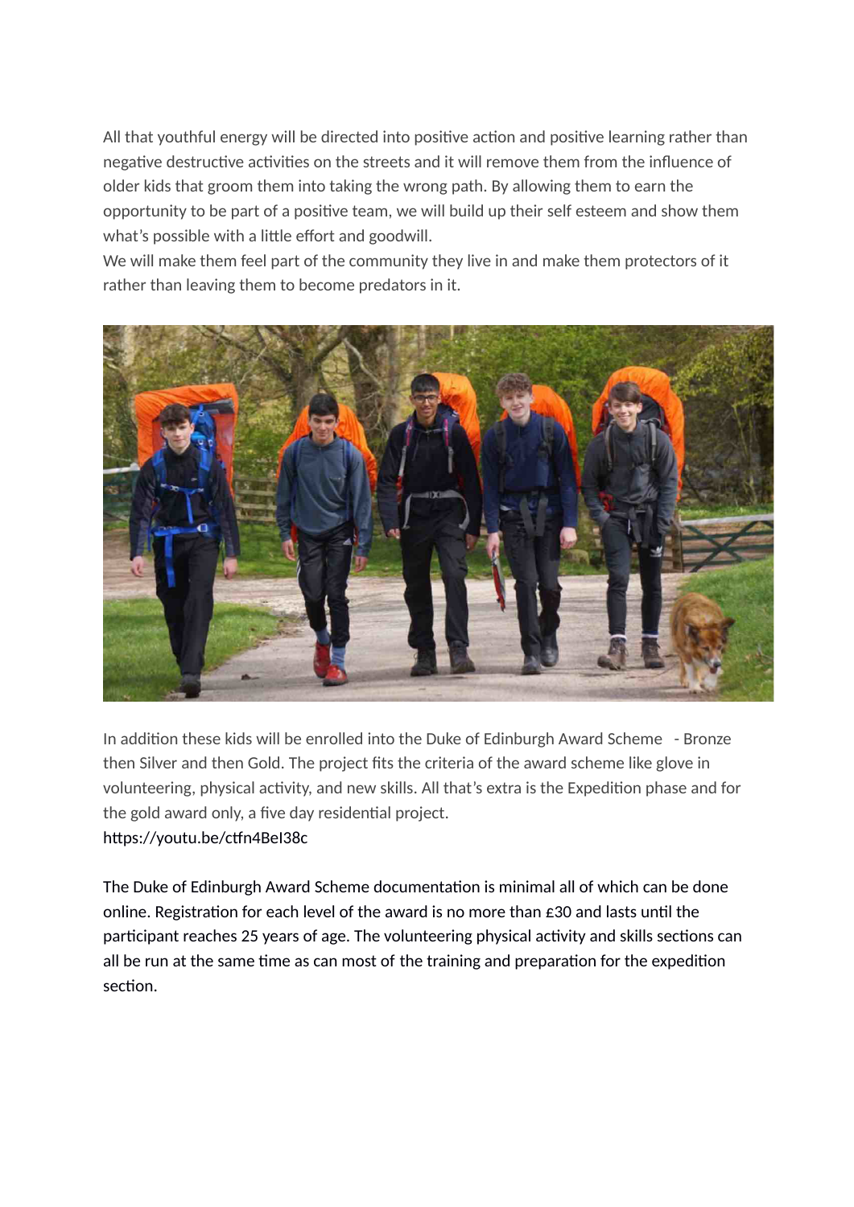All that youthful energy will be directed into positive action and positive learning rather than negative destructive activities on the streets and it will remove them from the influence of older kids that groom them into taking the wrong path. By allowing them to earn the opportunity to be part of a positive team, we will build up their self esteem and show them what's possible with a little effort and goodwill.
We will make them feel part of the community they live in and make them protectors of it rather than leaving them to become predators in it.

In addition these kids will be enrolled into the Duke of Edinburgh Award Scheme - Bronze then Silver and then Gold. The project fits the criteria of the award scheme like glove in volunteering, physical activity, and new skills. All that's extra is the Expedition phase and for the gold award only, a five day residential project.
https://youtu.be/ctfn4BeI38c

The Duke of Edinburgh Award Scheme documentation is minimal all of which can be done online. Registration for each level of the award is no more than £30 and lasts until the participant reaches 25 years of age. The volunteering physical activity and skills sections can all be run at the same time as can most of the training and preparation for the expedition section.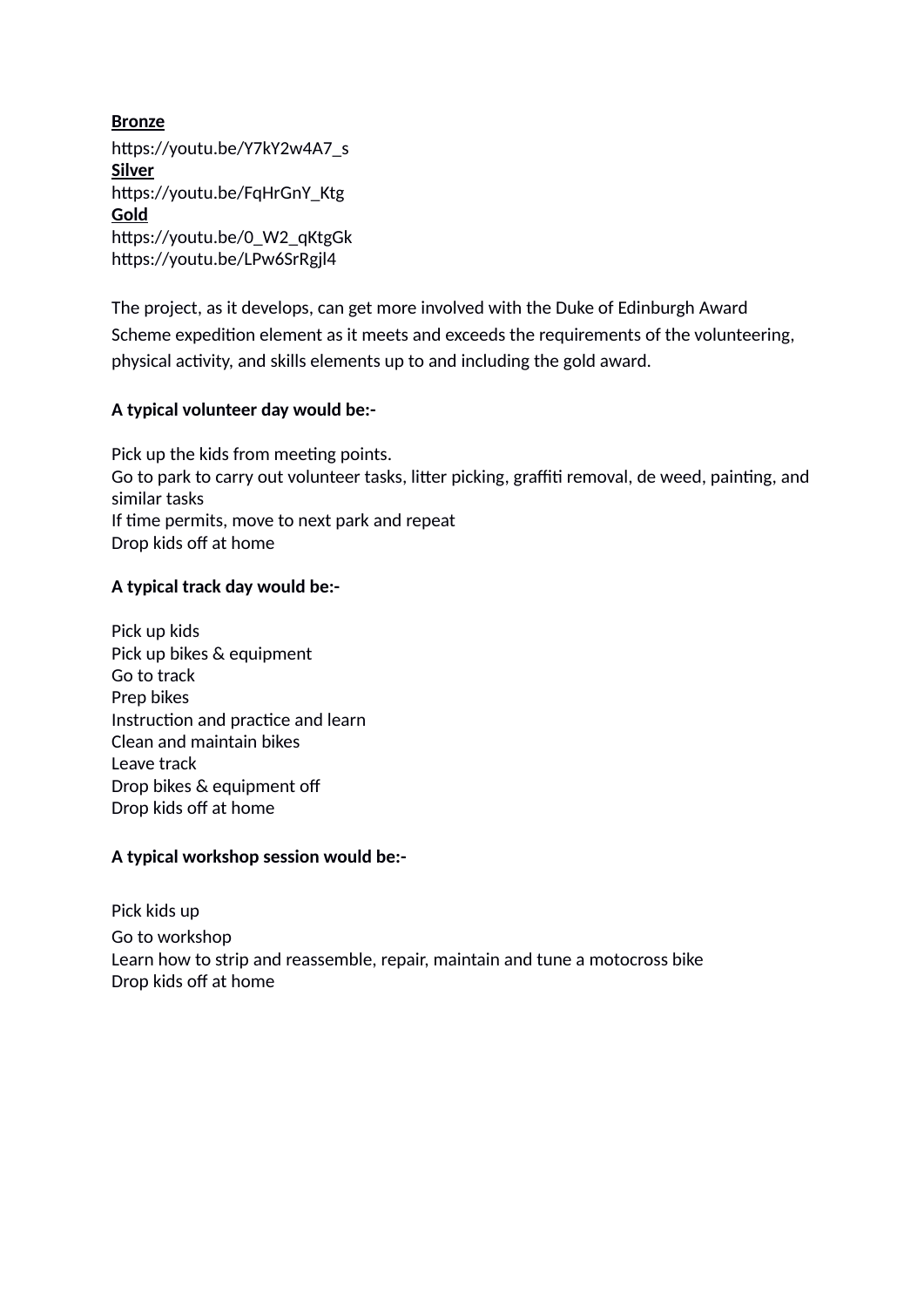**<u>Bronze</u>**
https://youtu.be/Y7kY2w4A7_s
**<u>Silver</u>**
https://youtu.be/FqHrGnY_Ktg
**<u>Gold</u>**
https://youtu.be/0_W2_qKtgGk
https://youtu.be/LPw6SrRgjl4

The project, as it develops, can get more involved with the Duke of Edinburgh Award Scheme expedition element as it meets and exceeds the requirements of the volunteering, physical activity, and skills elements up to and including the gold award.

**A typical volunteer day would be:-**

Pick up the kids from meeting points.
Go to park to carry out volunteer tasks, litter picking, graffiti removal, de weed, painting, and similar tasks
If time permits, move to next park and repeat
Drop kids off at home

**A typical track day would be:-**

Pick up kids
Pick up bikes & equipment
Go to track
Prep bikes
Instruction and practice and learn
Clean and maintain bikes
Leave track
Drop bikes & equipment off
Drop kids off at home

**A typical workshop session would be:-**

Pick kids up
Go to workshop
Learn how to strip and reassemble, repair, maintain and tune a motocross bike
Drop kids off at home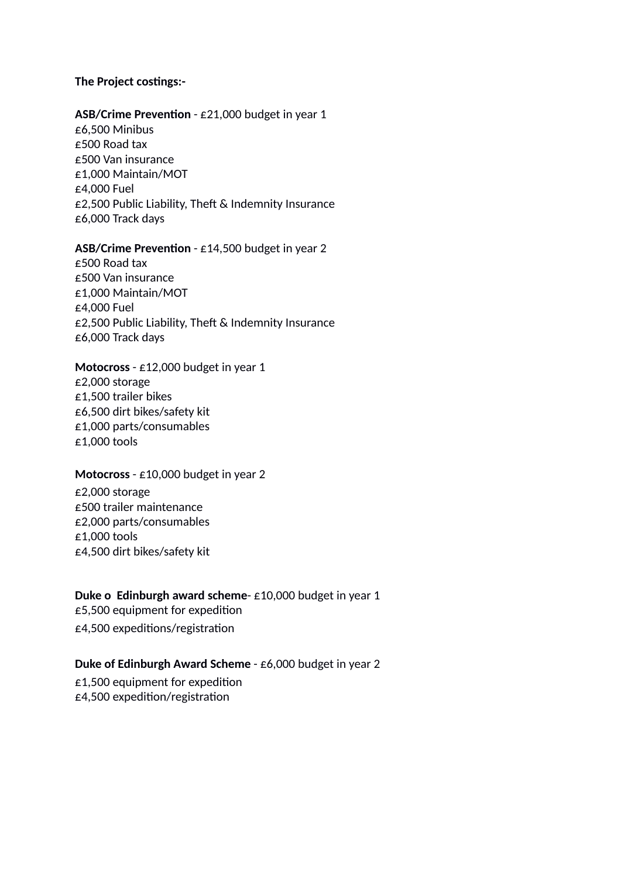**The Project costings:-**

**ASB/Crime Prevention** - £21,000 budget in year 1
£6,500 Minibus
£500 Road tax
£500 Van insurance
£1,000 Maintain/MOT
£4,000 Fuel
£2,500 Public Liability, Theft & Indemnity Insurance
£6,000 Track days

**ASB/Crime Prevention** - £14,500 budget in year 2
£500 Road tax
£500 Van insurance
£1,000 Maintain/MOT
£4,000 Fuel
£2,500 Public Liability, Theft & Indemnity Insurance
£6,000 Track days

**Motocross** - £12,000 budget in year 1
£2,000 storage
£1,500 trailer bikes
£6,500 dirt bikes/safety kit
£1,000 parts/consumables
£1,000 tools

**Motocross** - £10,000 budget in year 2
£2,000 storage
£500 trailer maintenance
£2,000 parts/consumables
£1,000 tools
£4,500 dirt bikes/safety kit

**Duke o  Edinburgh award scheme**- £10,000 budget in year 1
£5,500 equipment for expedition
£4,500 expeditions/registration

**Duke of Edinburgh Award Scheme** - £6,000 budget in year 2
£1,500 equipment for expedition
£4,500 expedition/registration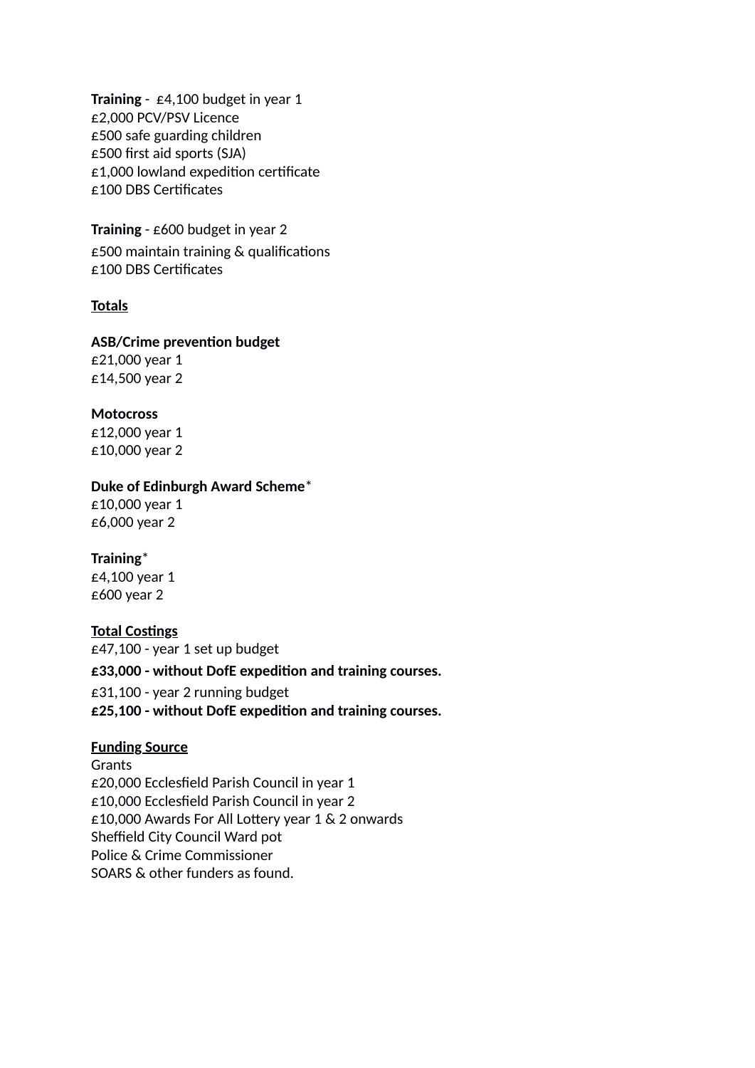**Training** -  £4,100 budget in year 1
£2,000 PCV/PSV Licence
£500 safe guarding children
£500 first aid sports (SJA)
£1,000 lowland expedition certificate
£100 DBS Certificates

**Training** - £600 budget in year 2
£500 maintain training & qualifications
£100 DBS Certificates

**<u>Totals</u>**

**ASB/Crime prevention budget**
£21,000 year 1
£14,500 year 2

**Motocross**
£12,000 year 1
£10,000 year 2

**Duke of Edinburgh Award Scheme***
£10,000 year 1
£6,000 year 2

**Training***
£4,100 year 1
£600 year 2

**<u>Total Costings</u>**
£47,100 - year 1 set up budget
**£33,000 - without DofE expedition and training courses.**
£31,100 - year 2 running budget
**£25,100 - without DofE expedition and training courses.**

**<u>Funding Source</u>**
Grants
£20,000 Ecclesfield Parish Council in year 1
£10,000 Ecclesfield Parish Council in year 2
£10,000 Awards For All Lottery year 1 & 2 onwards
Sheffield City Council Ward pot
Police & Crime Commissioner
SOARS & other funders as found.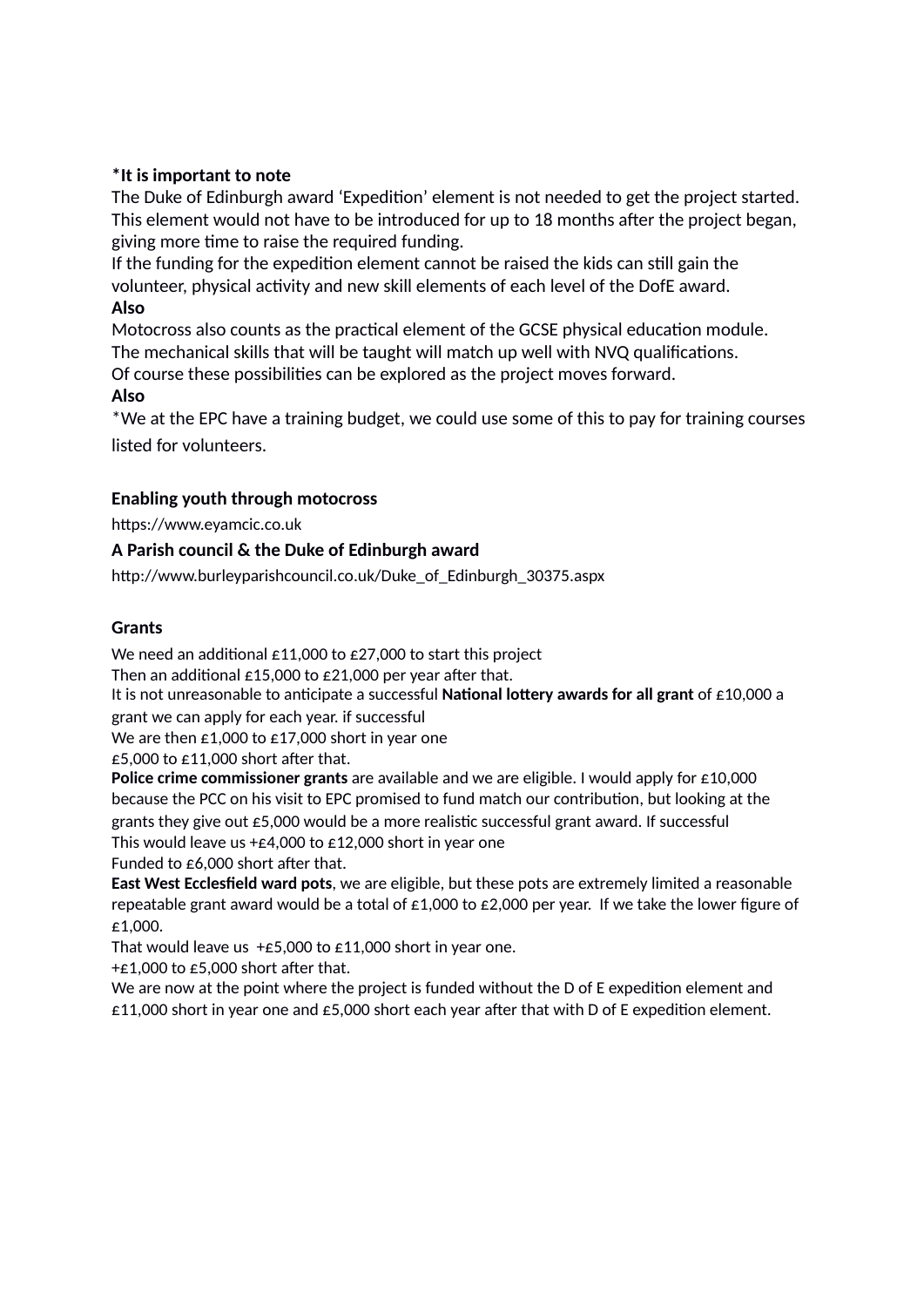**\*It is important to note**
The Duke of Edinburgh award 'Expedition' element is not needed to get the project started. This element would not have to be introduced for up to 18 months after the project began, giving more time to raise the required funding.
If the funding for the expedition element cannot be raised the kids can still gain the volunteer, physical activity and new skill elements of each level of the DofE award.
**Also**
Motocross also counts as the practical element of the GCSE physical education module.
The mechanical skills that will be taught will match up well with NVQ qualifications.
Of course these possibilities can be explored as the project moves forward.
**Also**
*We at the EPC have a training budget, we could use some of this to pay for training courses listed for volunteers.

**Enabling youth through motocross**
https://www.eyamcic.co.uk
**A Parish council & the Duke of Edinburgh award**
http://www.burleyparishcouncil.co.uk/Duke_of_Edinburgh_30375.aspx

**Grants**
We need an additional £11,000 to £27,000 to start this project
Then an additional £15,000 to £21,000 per year after that.
It is not unreasonable to anticipate a successful **National lottery awards for all grant** of £10,000 a grant we can apply for each year. if successful
We are then £1,000 to £17,000 short in year one
£5,000 to £11,000 short after that.
**Police crime commissioner grants** are available and we are eligible. I would apply for £10,000 because the PCC on his visit to EPC promised to fund match our contribution, but looking at the grants they give out £5,000 would be a more realistic successful grant award. If successful
This would leave us +£4,000 to £12,000 short in year one
Funded to £6,000 short after that.
**East West Ecclesfield ward pots**, we are eligible, but these pots are extremely limited a reasonable repeatable grant award would be a total of £1,000 to £2,000 per year. If we take the lower figure of £1,000.
That would leave us +£5,000 to £11,000 short in year one.
+£1,000 to £5,000 short after that.
We are now at the point where the project is funded without the D of E expedition element and £11,000 short in year one and £5,000 short each year after that with D of E expedition element.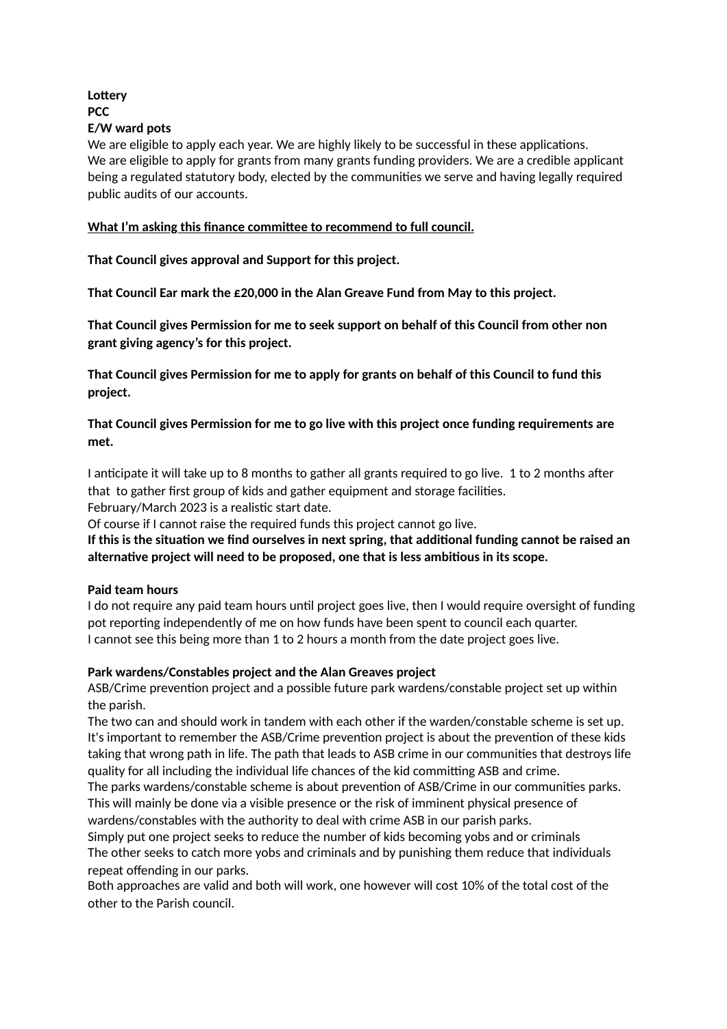**Lottery**
**PCC**
**E/W ward pots**
We are eligible to apply each year. We are highly likely to be successful in these applications.
We are eligible to apply for grants from many grants funding providers. We are a credible applicant being a regulated statutory body, elected by the communities we serve and having legally required public audits of our accounts.

**<u>What I'm asking this finance committee to recommend to full council.</u>**

**That Council gives approval and Support for this project.**

**That Council Ear mark the £20,000 in the Alan Greave Fund from May to this project.**

**That Council gives Permission for me to seek support on behalf of this Council from other non grant giving agency's for this project.**

**That Council gives Permission for me to apply for grants on behalf of this Council to fund this project.**

**That Council gives Permission for me to go live with this project once funding requirements are met.**

I anticipate it will take up to 8 months to gather all grants required to go live. 1 to 2 months after that to gather first group of kids and gather equipment and storage facilities.
February/March 2023 is a realistic start date.
Of course if I cannot raise the required funds this project cannot go live.
**If this is the situation we find ourselves in next spring, that additional funding cannot be raised an alternative project will need to be proposed, one that is less ambitious in its scope.**

**Paid team hours**
I do not require any paid team hours until project goes live, then I would require oversight of funding pot reporting independently of me on how funds have been spent to council each quarter.
I cannot see this being more than 1 to 2 hours a month from the date project goes live.

**Park wardens/Constables project and the Alan Greaves project**
ASB/Crime prevention project and a possible future park wardens/constable project set up within the parish.
The two can and should work in tandem with each other if the warden/constable scheme is set up.
It's important to remember the ASB/Crime prevention project is about the prevention of these kids taking that wrong path in life. The path that leads to ASB crime in our communities that destroys life quality for all including the individual life chances of the kid committing ASB and crime.
The parks wardens/constable scheme is about prevention of ASB/Crime in our communities parks. This will mainly be done via a visible presence or the risk of imminent physical presence of wardens/constables with the authority to deal with crime ASB in our parish parks.
Simply put one project seeks to reduce the number of kids becoming yobs and or criminals
The other seeks to catch more yobs and criminals and by punishing them reduce that individuals repeat offending in our parks.
Both approaches are valid and both will work, one however will cost 10% of the total cost of the other to the Parish council.